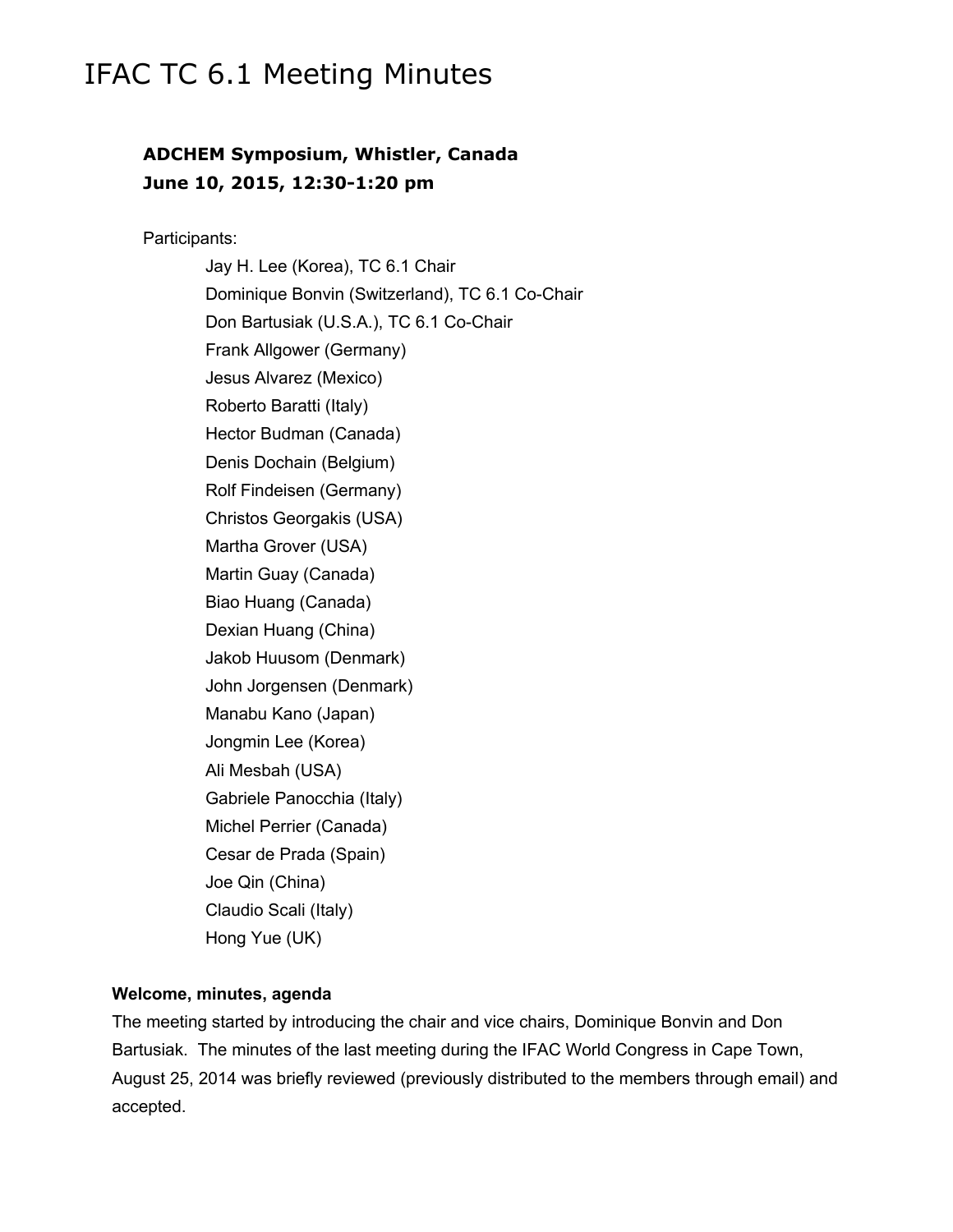# IFAC TC 6.1 Meeting Minutes

### ADCHEM Symposium, Whistler, Canada
### June 10, 2015, 12:30-1:20 pm

Participants:

- Jay H. Lee (Korea), TC 6.1 Chair
- Dominique Bonvin (Switzerland), TC 6.1 Co-Chair
- Don Bartusiak (U.S.A.), TC 6.1 Co-Chair
- Frank Allgower (Germany)
- Jesus Alvarez (Mexico)
- Roberto Baratti (Italy)
- Hector Budman (Canada)
- Denis Dochain (Belgium)
- Rolf Findeisen (Germany)
- Christos Georgakis (USA)
- Martha Grover (USA)
- Martin Guay (Canada)
- Biao Huang (Canada)
- Dexian Huang (China)
- Jakob Huusom (Denmark)
- John Jorgensen (Denmark)
- Manabu Kano (Japan)
- Jongmin Lee (Korea)
- Ali Mesbah (USA)
- Gabriele Panocchia (Italy)
- Michel Perrier (Canada)
- Cesar de Prada (Spain)
- Joe Qin (China)
- Claudio Scali (Italy)
- Hong Yue (UK)

**Welcome, minutes, agenda**

The meeting started by introducing the chair and vice chairs, Dominique Bonvin and Don Bartusiak. The minutes of the last meeting during the IFAC World Congress in Cape Town, August 25, 2014 was briefly reviewed (previously distributed to the members through email) and accepted.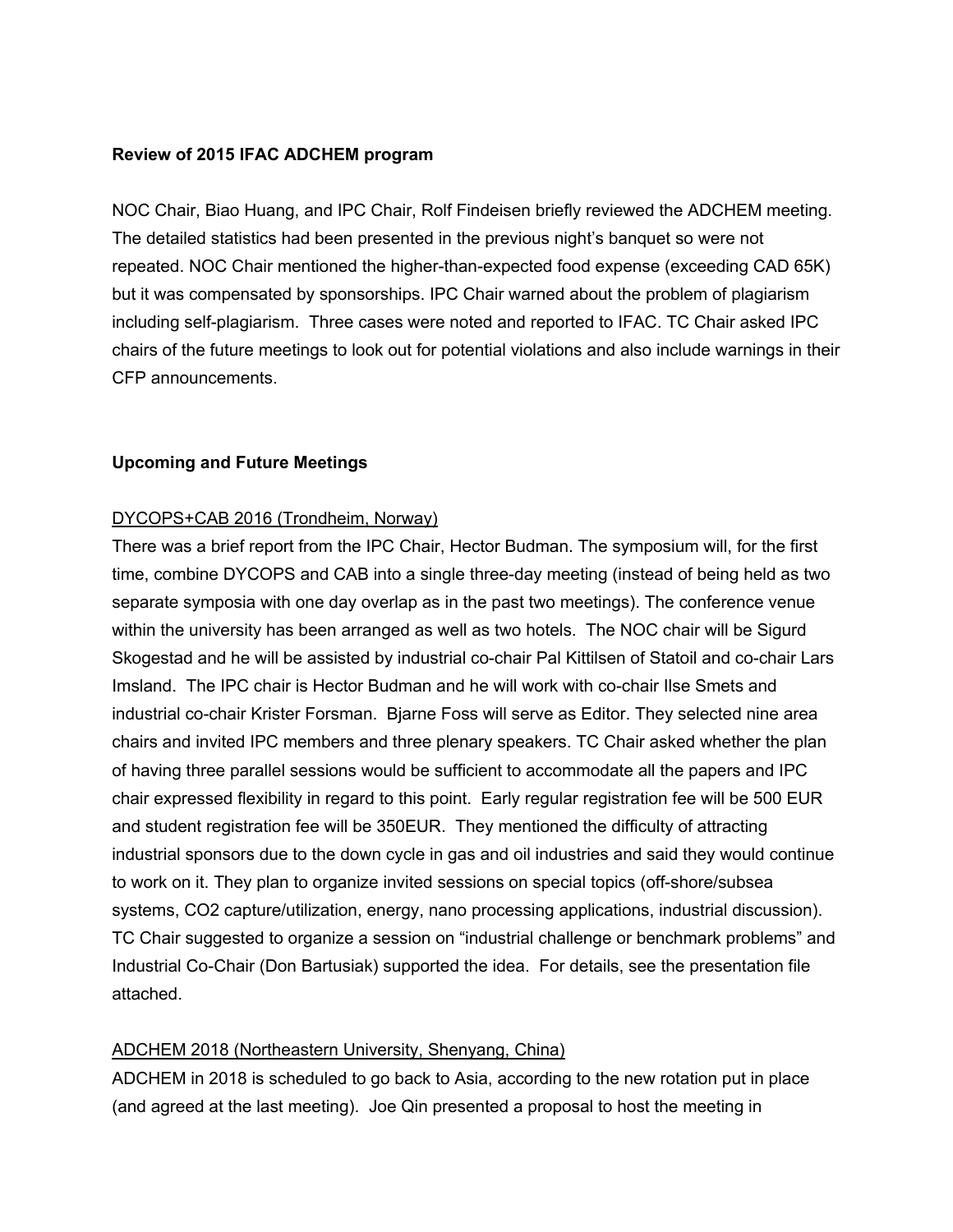**Review of 2015 IFAC ADCHEM program**

NOC Chair, Biao Huang, and IPC Chair, Rolf Findeisen briefly reviewed the ADCHEM meeting. The detailed statistics had been presented in the previous night's banquet so were not repeated. NOC Chair mentioned the higher-than-expected food expense (exceeding CAD 65K) but it was compensated by sponsorships. IPC Chair warned about the problem of plagiarism including self-plagiarism. Three cases were noted and reported to IFAC. TC Chair asked IPC chairs of the future meetings to look out for potential violations and also include warnings in their CFP announcements.

**Upcoming and Future Meetings**

DYCOPS+CAB 2016 (Trondheim, Norway)

There was a brief report from the IPC Chair, Hector Budman. The symposium will, for the first time, combine DYCOPS and CAB into a single three-day meeting (instead of being held as two separate symposia with one day overlap as in the past two meetings). The conference venue within the university has been arranged as well as two hotels. The NOC chair will be Sigurd Skogestad and he will be assisted by industrial co-chair Pal Kittilsen of Statoil and co-chair Lars Imsland. The IPC chair is Hector Budman and he will work with co-chair Ilse Smets and industrial co-chair Krister Forsman. Bjarne Foss will serve as Editor. They selected nine area chairs and invited IPC members and three plenary speakers. TC Chair asked whether the plan of having three parallel sessions would be sufficient to accommodate all the papers and IPC chair expressed flexibility in regard to this point. Early regular registration fee will be 500 EUR and student registration fee will be 350EUR. They mentioned the difficulty of attracting industrial sponsors due to the down cycle in gas and oil industries and said they would continue to work on it. They plan to organize invited sessions on special topics (off-shore/subsea systems, $CO_2$ capture/utilization, energy, nano processing applications, industrial discussion). TC Chair suggested to organize a session on "industrial challenge or benchmark problems" and Industrial Co-Chair (Don Bartusiak) supported the idea. For details, see the presentation file attached.

ADCHEM 2018 (Northeastern University, Shenyang, China)

ADCHEM in 2018 is scheduled to go back to Asia, according to the new rotation put in place (and agreed at the last meeting). Joe Qin presented a proposal to host the meeting in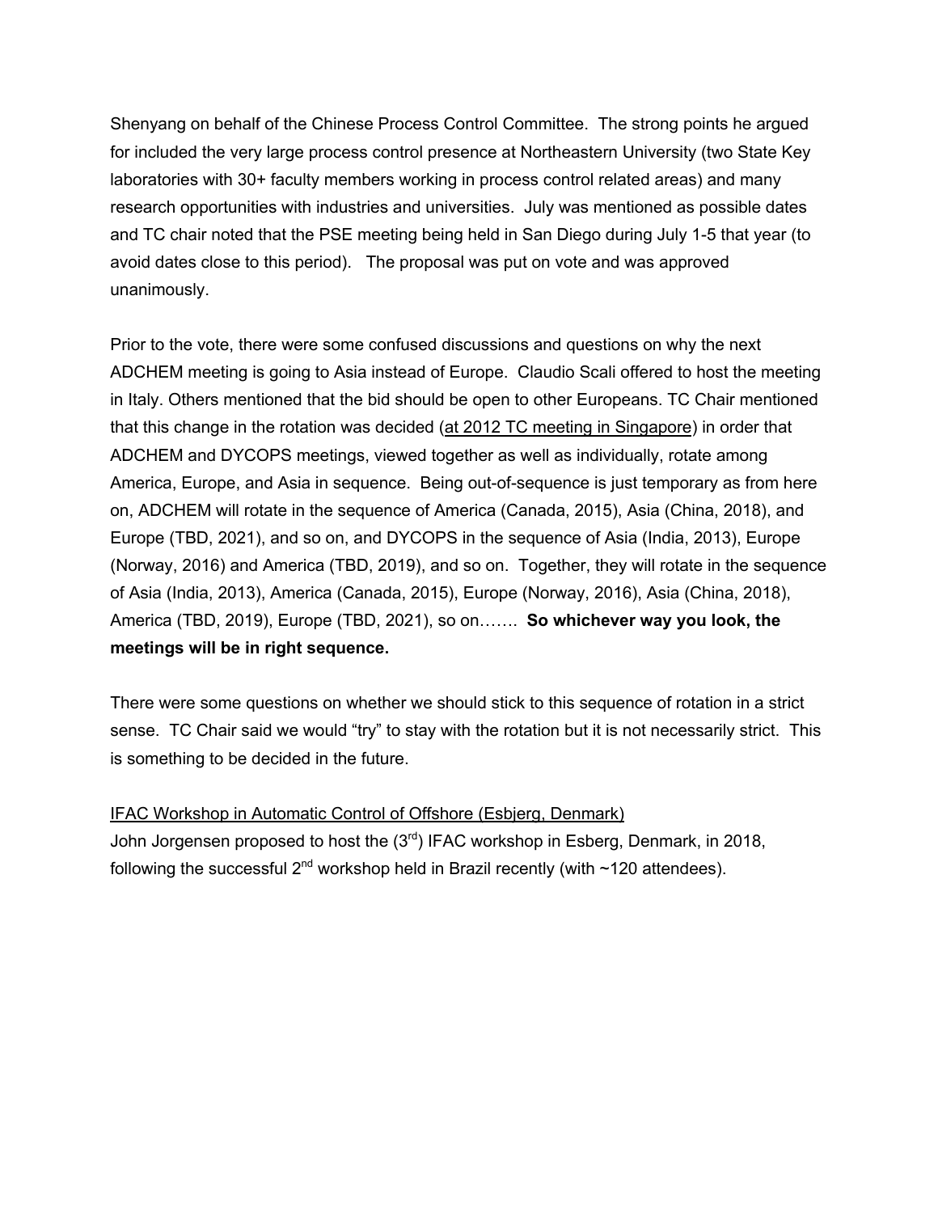Shenyang on behalf of the Chinese Process Control Committee. The strong points he argued for included the very large process control presence at Northeastern University (two State Key laboratories with 30+ faculty members working in process control related areas) and many research opportunities with industries and universities. July was mentioned as possible dates and TC chair noted that the PSE meeting being held in San Diego during July 1-5 that year (to avoid dates close to this period). The proposal was put on vote and was approved unanimously.

Prior to the vote, there were some confused discussions and questions on why the next ADCHEM meeting is going to Asia instead of Europe. Claudio Scali offered to host the meeting in Italy. Others mentioned that the bid should be open to other Europeans. TC Chair mentioned that this change in the rotation was decided (at 2012 TC meeting in Singapore) in order that ADCHEM and DYCOPS meetings, viewed together as well as individually, rotate among America, Europe, and Asia in sequence. Being out-of-sequence is just temporary as from here on, ADCHEM will rotate in the sequence of America (Canada, 2015), Asia (China, 2018), and Europe (TBD, 2021), and so on, and DYCOPS in the sequence of Asia (India, 2013), Europe (Norway, 2016) and America (TBD, 2019), and so on. Together, they will rotate in the sequence of Asia (India, 2013), America (Canada, 2015), Europe (Norway, 2016), Asia (China, 2018), America (TBD, 2019), Europe (TBD, 2021), so on……. **So whichever way you look, the meetings will be in right sequence.**

There were some questions on whether we should stick to this sequence of rotation in a strict sense. TC Chair said we would "try" to stay with the rotation but it is not necessarily strict. This is something to be decided in the future.

IFAC Workshop in Automatic Control of Offshore (Esbjerg, Denmark)

John Jorgensen proposed to host the (3rd) IFAC workshop in Esberg, Denmark, in 2018, following the successful 2nd workshop held in Brazil recently (with ~120 attendees).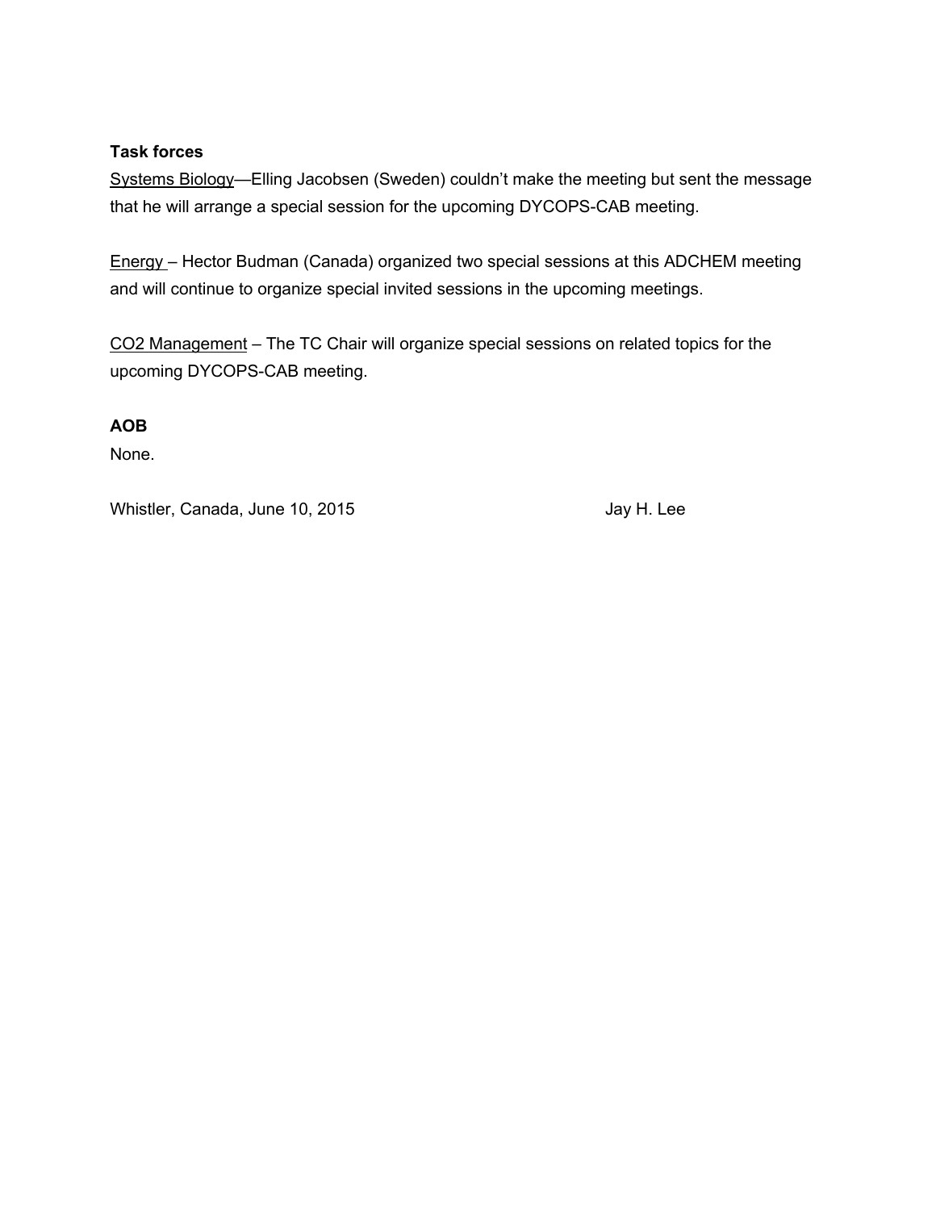**Task forces**

Systems Biology—Elling Jacobsen (Sweden) couldn't make the meeting but sent the message that he will arrange a special session for the upcoming DYCOPS-CAB meeting.

Energy – Hector Budman (Canada) organized two special sessions at this ADCHEM meeting and will continue to organize special invited sessions in the upcoming meetings.

CO2 Management – The TC Chair will organize special sessions on related topics for the upcoming DYCOPS-CAB meeting.

**AOB**

None.

Whistler, Canada, June 10, 2015

Jay H. Lee